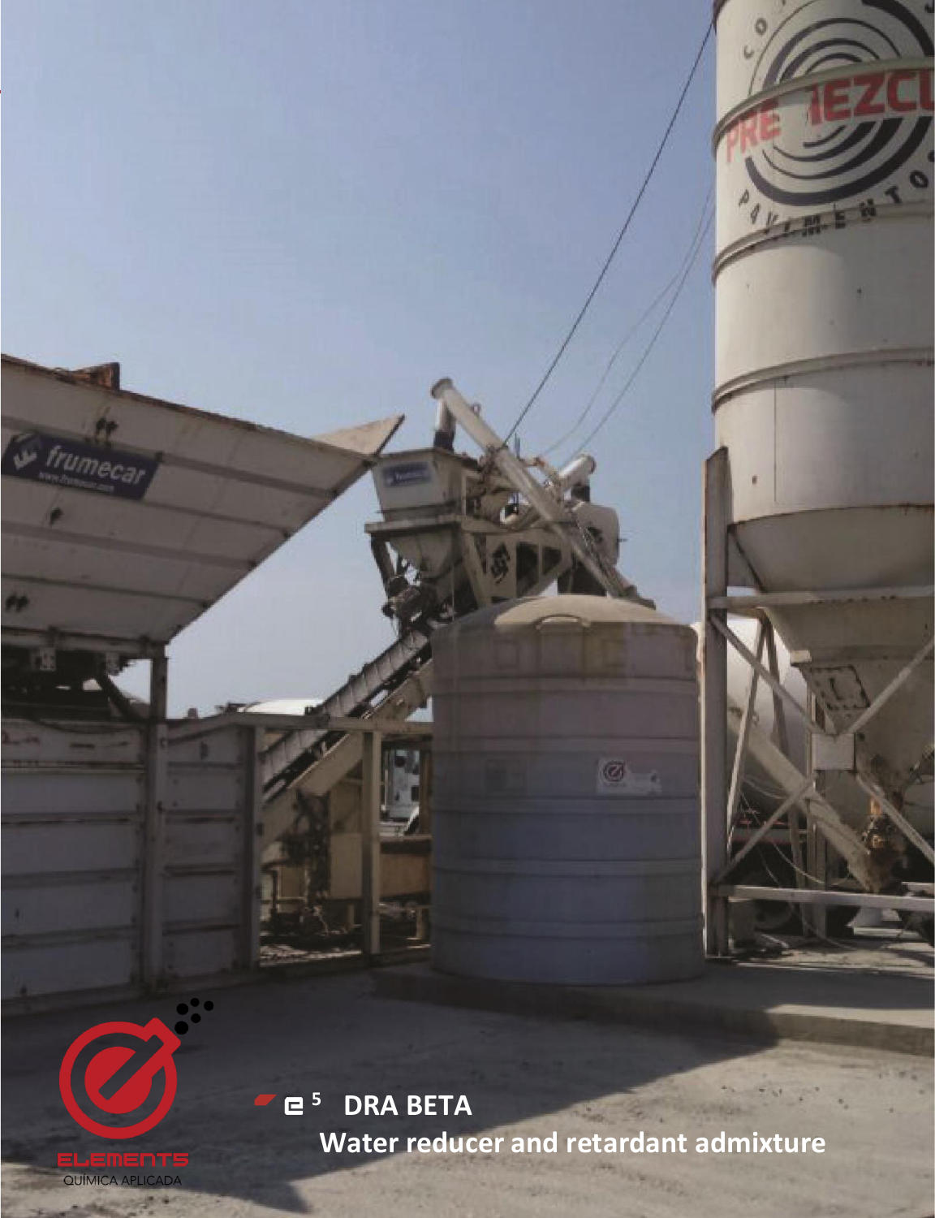ELEMENTS

QUÍMICA APLICADA

# e[5] DRA BETA

## Water reducer and retardant admixture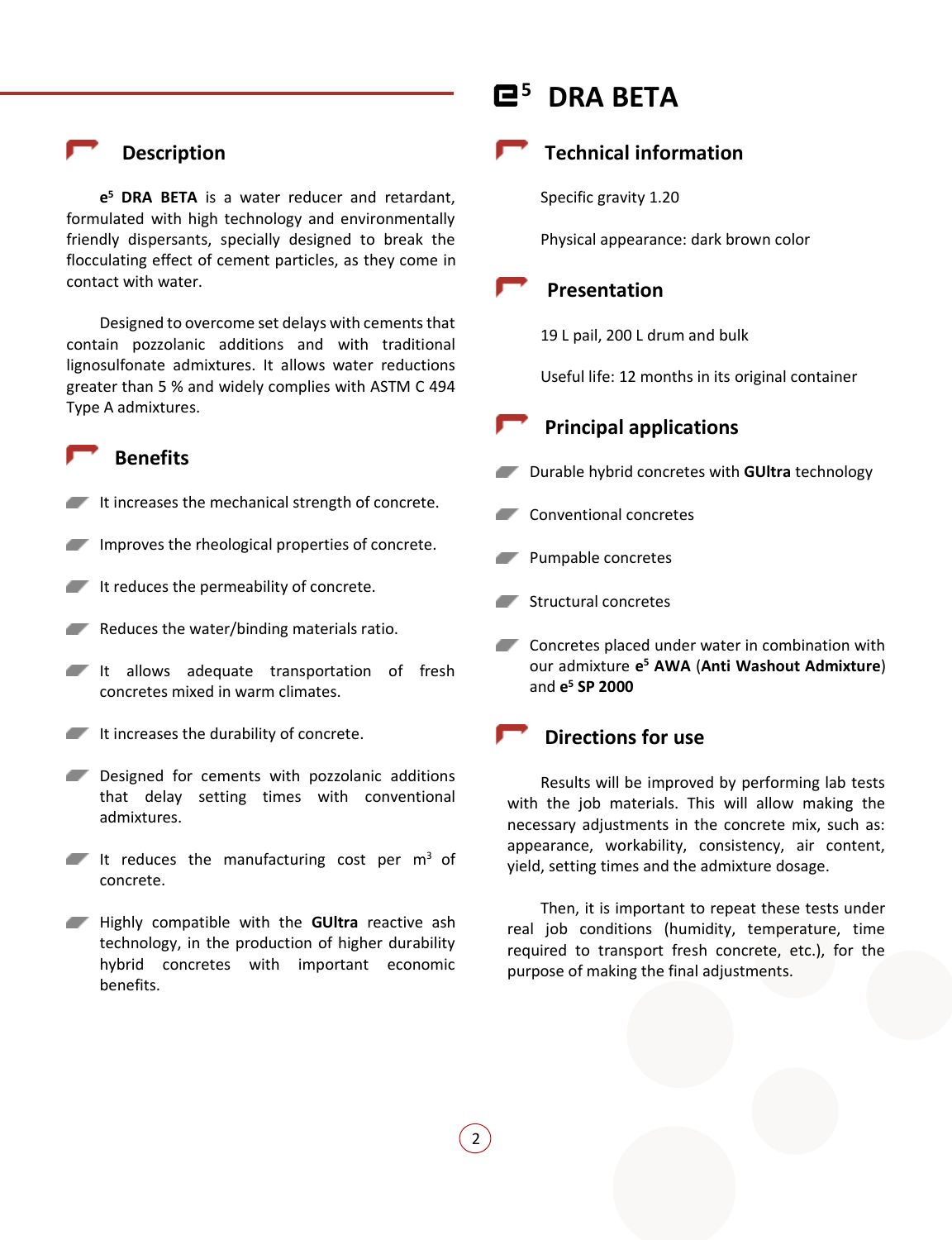# e5 DRA BETA

## Description

**e5 DRA BETA** is a water reducer and retardant, formulated with high technology and environmentally friendly dispersants, specially designed to break the flocculating effect of cement particles, as they come in contact with water.

Designed to overcome set delays with cements that contain pozzolanic additions and with traditional lignosulfonate admixtures. It allows water reductions greater than 5 % and widely complies with ASTM C 494 Type A admixtures.

## Benefits

- It increases the mechanical strength of concrete.
- Improves the rheological properties of concrete.
- It reduces the permeability of concrete.
- Reduces the water/binding materials ratio.
- It allows adequate transportation of fresh concretes mixed in warm climates.
- It increases the durability of concrete.
- Designed for cements with pozzolanic additions that delay setting times with conventional admixtures.
- It reduces the manufacturing cost per $m^3$ of concrete.
- Highly compatible with the **GUltra** reactive ash technology, in the production of higher durability hybrid concretes with important economic benefits.

## Technical information

Specific gravity 1.20

Physical appearance: dark brown color

## Presentation

19 L pail, 200 L drum and bulk

Useful life: 12 months in its original container

## Principal applications

- Durable hybrid concretes with **GUltra** technology
- Conventional concretes
- Pumpable concretes
- Structural concretes
- Concretes placed under water in combination with our admixture **e5 AWA** (**Anti Washout Admixture**) and **e5 SP 2000**

## Directions for use

Results will be improved by performing lab tests with the job materials. This will allow making the necessary adjustments in the concrete mix, such as: appearance, workability, consistency, air content, yield, setting times and the admixture dosage.

Then, it is important to repeat these tests under real job conditions (humidity, temperature, time required to transport fresh concrete, etc.), for the purpose of making the final adjustments.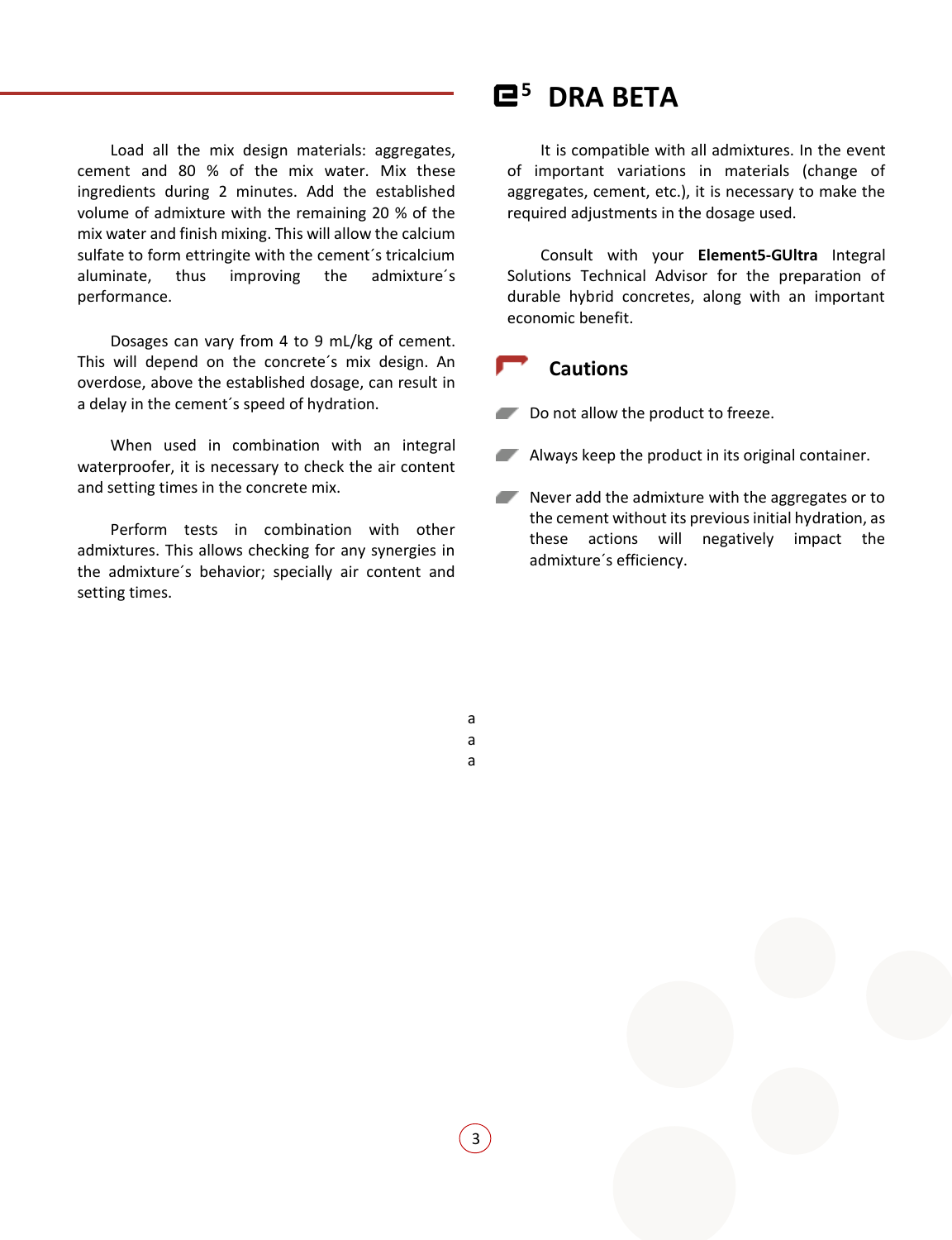Load all the mix design materials: aggregates, cement and 80 % of the mix water. Mix these ingredients during 2 minutes. Add the established volume of admixture with the remaining 20 % of the mix water and finish mixing. This will allow the calcium sulfate to form ettringite with the cement´s tricalcium aluminate, thus improving the admixture´s performance.

Dosages can vary from 4 to 9 mL/kg of cement. This will depend on the concrete´s mix design. An overdose, above the established dosage, can result in a delay in the cement´s speed of hydration.

When used in combination with an integral waterproofer, it is necessary to check the air content and setting times in the concrete mix.

Perform tests in combination with other admixtures. This allows checking for any synergies in the admixture´s behavior; specially air content and setting times.

It is compatible with all admixtures. In the event of important variations in materials (change of aggregates, cement, etc.), it is necessary to make the required adjustments in the dosage used.

Consult with your **Element5-GUltra** Integral Solutions Technical Advisor for the preparation of durable hybrid concretes, along with an important economic benefit.

## Cautions

- Do not allow the product to freeze.
- Always keep the product in its original container.
- Never add the admixture with the aggregates or to the cement without its previous initial hydration, as these actions will negatively impact the admixture´s efficiency.

a
a
a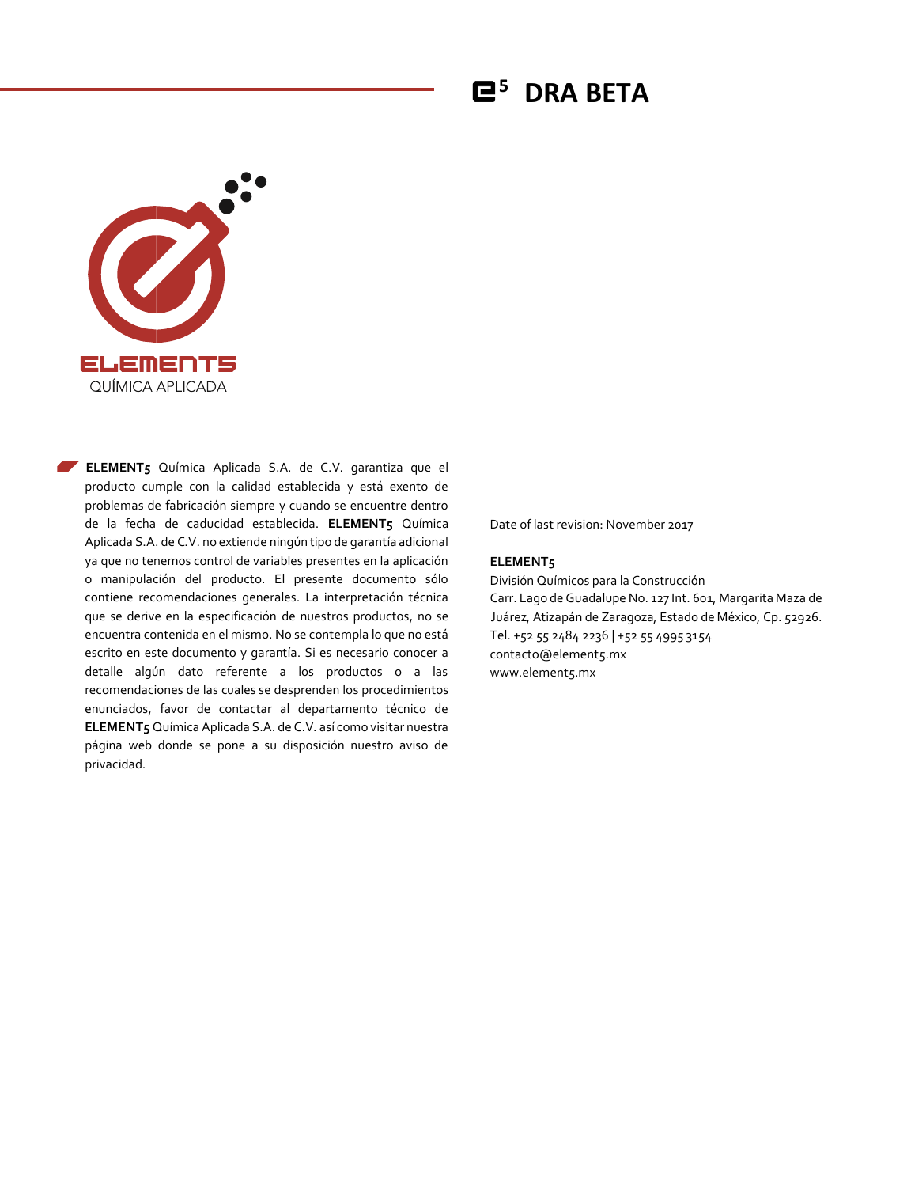# E5 DRA BETA

ELEMENT5
QUÍMICA APLICADA

**ELEMENT5** Química Aplicada S.A. de C.V. garantiza que el producto cumple con la calidad establecida y está exento de problemas de fabricación siempre y cuando se encuentre dentro de la fecha de caducidad establecida. **ELEMENT5** Química Aplicada S.A. de C.V. no extiende ningún tipo de garantía adicional ya que no tenemos control de variables presentes en la aplicación o manipulación del producto. El presente documento sólo contiene recomendaciones generales. La interpretación técnica que se derive en la especificación de nuestros productos, no se encuentra contenida en el mismo. No se contempla lo que no está escrito en este documento y garantía. Si es necesario conocer a detalle algún dato referente a los productos o a las recomendaciones de las cuales se desprenden los procedimientos enunciados, favor de contactar al departamento técnico de **ELEMENT5** Química Aplicada S.A. de C.V. así como visitar nuestra página web donde se pone a su disposición nuestro aviso de privacidad.

Date of last revision: November 2017

**ELEMENT5**
División Químicos para la Construcción
Carr. Lago de Guadalupe No. 127 Int. 601, Margarita Maza de Juárez, Atizapán de Zaragoza, Estado de México, Cp. 52926.
Tel. +52 55 2484 2236 | +52 55 4995 3154
contacto@element5.mx
www.element5.mx